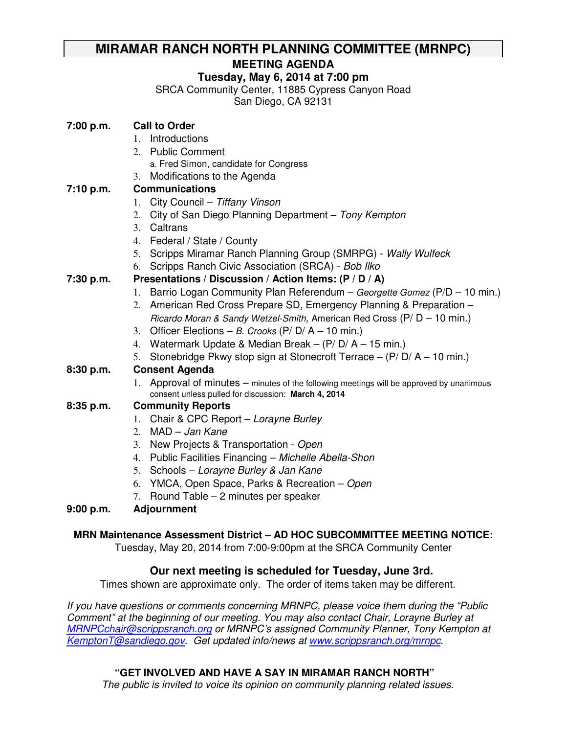# MIRAMAR RANCH NORTH PLANNING COMMITTEE (MRNPC)

## MEETING AGENDA

**Tuesday, May 6, 2014 at 7:00 pm**

SRCA Community Center, 11885 Cypress Canyon Road
San Diego, CA 92131

**7:00 p.m. Call to Order**

1. Introductions
2. Public Comment
   a. Fred Simon, candidate for Congress
3. Modifications to the Agenda

**7:10 p.m. Communications**

1. City Council – *Tiffany Vinson*
2. City of San Diego Planning Department – *Tony Kempton*
3. Caltrans
4. Federal / State / County
5. Scripps Miramar Ranch Planning Group (SMRPG) - *Wally Wulfeck*
6. Scripps Ranch Civic Association (SRCA) - *Bob Ilko*

**7:30 p.m. Presentations / Discussion / Action Items: (P / D / A)**

1. Barrio Logan Community Plan Referendum – *Georgette Gomez* (P/D – 10 min.)
2. American Red Cross Prepare SD, Emergency Planning & Preparation – *Ricardo Moran & Sandy Wetzel-Smith,* American Red Cross (P/ D – 10 min.)
3. Officer Elections – *B. Crooks* (P/ D/ A – 10 min.)
4. Watermark Update & Median Break – (P/ D/ A – 15 min.)
5. Stonebridge Pkwy stop sign at Stonecroft Terrace – (P/ D/ A – 10 min.)

**8:30 p.m. Consent Agenda**

1. Approval of minutes – minutes of the following meetings will be approved by unanimous consent unless pulled for discussion: **March 4, 2014**

**8:35 p.m. Community Reports**

1. Chair & CPC Report – *Lorayne Burley*
2. MAD – *Jan Kane*
3. New Projects & Transportation - *Open*
4. Public Facilities Financing – *Michelle Abella-Shon*
5. Schools – *Lorayne Burley & Jan Kane*
6. YMCA, Open Space, Parks & Recreation – *Open*
7. Round Table – 2 minutes per speaker

**9:00 p.m. Adjournment**

**MRN Maintenance Assessment District – AD HOC SUBCOMMITTEE MEETING NOTICE:**
Tuesday, May 20, 2014 from 7:00-9:00pm at the SRCA Community Center

**Our next meeting is scheduled for Tuesday, June 3rd.**
Times shown are approximate only. The order of items taken may be different.

*If you have questions or comments concerning MRNPC, please voice them during the "Public Comment" at the beginning of our meeting. You may also contact Chair, Lorayne Burley at MRNPCchair@scrippsranch.org or MRNPC's assigned Community Planner, Tony Kempton at KemptonT@sandiego.gov. Get updated info/news at www.scrippsranch.org/mrnpc.*

**"GET INVOLVED AND HAVE A SAY IN MIRAMAR RANCH NORTH"**
*The public is invited to voice its opinion on community planning related issues.*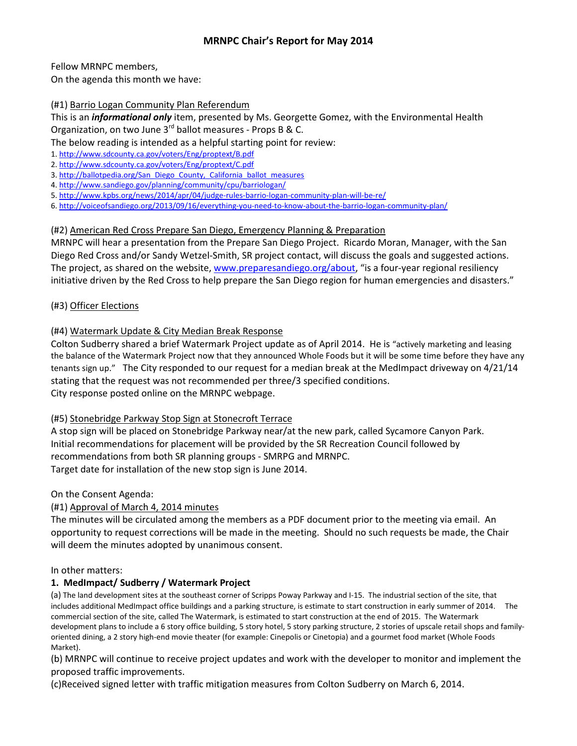# MRNPC Chair's Report for May 2014

Fellow MRNPC members,
On the agenda this month we have:

(#1) Barrio Logan Community Plan Referendum

This is an ***informational only*** item, presented by Ms. Georgette Gomez, with the Environmental Health Organization, on two June 3rd ballot measures - Props B & C.

The below reading is intended as a helpful starting point for review:

1. http://www.sdcounty.ca.gov/voters/Eng/proptext/B.pdf
2. http://www.sdcounty.ca.gov/voters/Eng/proptext/C.pdf
3. http://ballotpedia.org/San_Diego_County,_California_ballot_measures
4. http://www.sandiego.gov/planning/community/cpu/barriologan/
5. http://www.kpbs.org/news/2014/apr/04/judge-rules-barrio-logan-community-plan-will-be-re/
6. http://voiceofsandiego.org/2013/09/16/everything-you-need-to-know-about-the-barrio-logan-community-plan/

(#2) American Red Cross Prepare San Diego, Emergency Planning & Preparation

MRNPC will hear a presentation from the Prepare San Diego Project. Ricardo Moran, Manager, with the San Diego Red Cross and/or Sandy Wetzel-Smith, SR project contact, will discuss the goals and suggested actions. The project, as shared on the website, www.preparesandiego.org/about, "is a four-year regional resiliency initiative driven by the Red Cross to help prepare the San Diego region for human emergencies and disasters."

(#3) Officer Elections

(#4) Watermark Update & City Median Break Response

Colton Sudberry shared a brief Watermark Project update as of April 2014. He is "actively marketing and leasing the balance of the Watermark Project now that they announced Whole Foods but it will be some time before they have any tenants sign up." The City responded to our request for a median break at the MedImpact driveway on 4/21/14 stating that the request was not recommended per three/3 specified conditions.
City response posted online on the MRNPC webpage.

(#5) Stonebridge Parkway Stop Sign at Stonecroft Terrace

A stop sign will be placed on Stonebridge Parkway near/at the new park, called Sycamore Canyon Park. Initial recommendations for placement will be provided by the SR Recreation Council followed by recommendations from both SR planning groups - SMRPG and MRNPC.
Target date for installation of the new stop sign is June 2014.

On the Consent Agenda:

(#1) Approval of March 4, 2014 minutes

The minutes will be circulated among the members as a PDF document prior to the meeting via email. An opportunity to request corrections will be made in the meeting. Should no such requests be made, the Chair will deem the minutes adopted by unanimous consent.

In other matters:

**1. MedImpact/ Sudberry / Watermark Project**

(a) The land development sites at the southeast corner of Scripps Poway Parkway and I-15. The industrial section of the site, that includes additional MedImpact office buildings and a parking structure, is estimate to start construction in early summer of 2014. The commercial section of the site, called The Watermark, is estimated to start construction at the end of 2015. The Watermark development plans to include a 6 story office building, 5 story hotel, 5 story parking structure, 2 stories of upscale retail shops and family-oriented dining, a 2 story high-end movie theater (for example: Cinepolis or Cinetopia) and a gourmet food market (Whole Foods Market).

(b) MRNPC will continue to receive project updates and work with the developer to monitor and implement the proposed traffic improvements.

(c)Received signed letter with traffic mitigation measures from Colton Sudberry on March 6, 2014.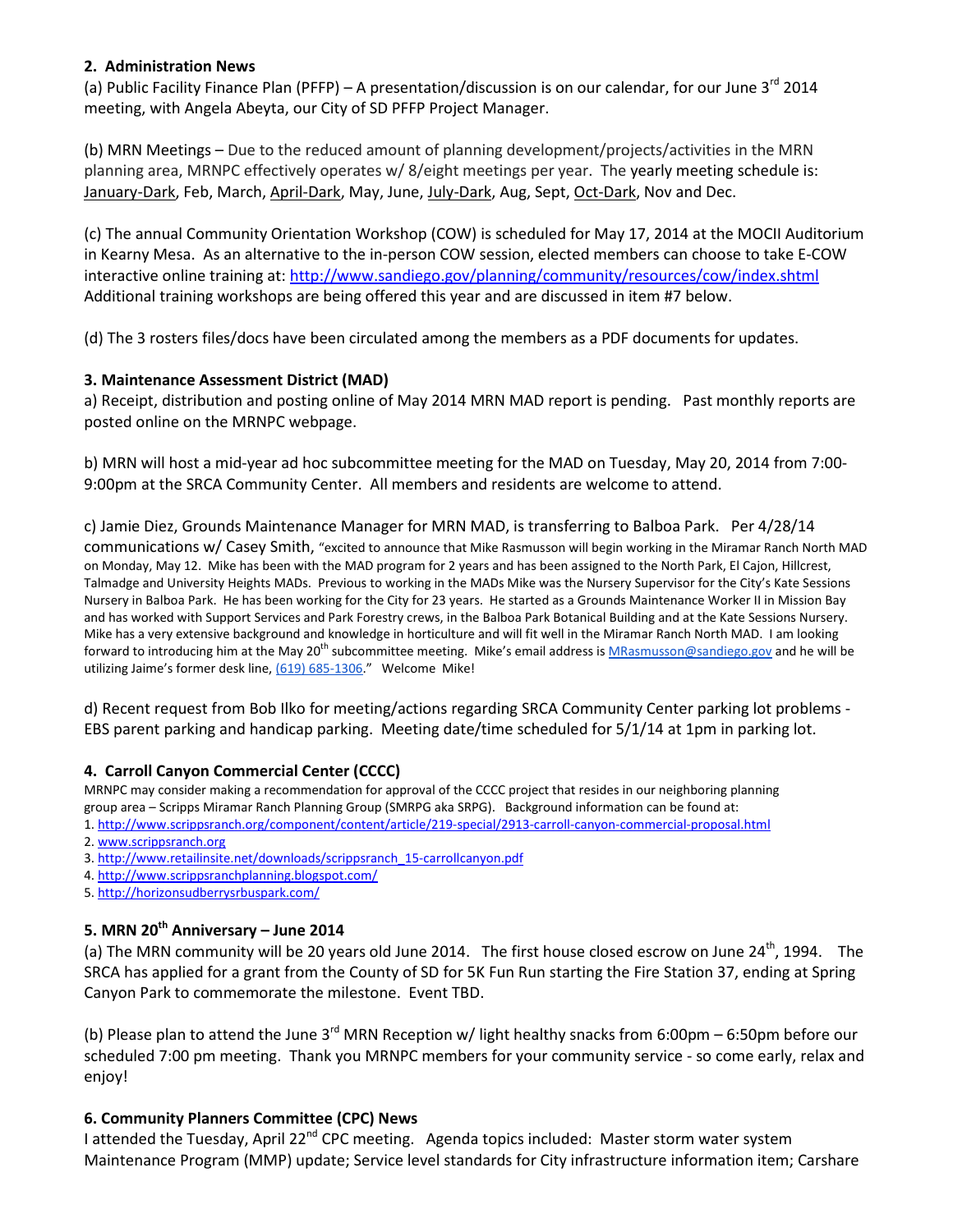**2. Administration News**

(a) Public Facility Finance Plan (PFFP) – A presentation/discussion is on our calendar, for our June 3rd 2014 meeting, with Angela Abeyta, our City of SD PFFP Project Manager.

(b) MRN Meetings – Due to the reduced amount of planning development/projects/activities in the MRN planning area, MRNPC effectively operates w/ 8/eight meetings per year. The yearly meeting schedule is: January-Dark, Feb, March, April-Dark, May, June, July-Dark, Aug, Sept, Oct-Dark, Nov and Dec.

(c) The annual Community Orientation Workshop (COW) is scheduled for May 17, 2014 at the MOCII Auditorium in Kearny Mesa. As an alternative to the in-person COW session, elected members can choose to take E-COW interactive online training at: http://www.sandiego.gov/planning/community/resources/cow/index.shtml Additional training workshops are being offered this year and are discussed in item #7 below.

(d) The 3 rosters files/docs have been circulated among the members as a PDF documents for updates.

**3. Maintenance Assessment District (MAD)**

a) Receipt, distribution and posting online of May 2014 MRN MAD report is pending. Past monthly reports are posted online on the MRNPC webpage.

b) MRN will host a mid-year ad hoc subcommittee meeting for the MAD on Tuesday, May 20, 2014 from 7:00-9:00pm at the SRCA Community Center. All members and residents are welcome to attend.

c) Jamie Diez, Grounds Maintenance Manager for MRN MAD, is transferring to Balboa Park. Per 4/28/14 communications w/ Casey Smith, "excited to announce that Mike Rasmusson will begin working in the Miramar Ranch North MAD on Monday, May 12. Mike has been with the MAD program for 2 years and has been assigned to the North Park, El Cajon, Hillcrest, Talmadge and University Heights MADs. Previous to working in the MADs Mike was the Nursery Supervisor for the City's Kate Sessions Nursery in Balboa Park. He has been working for the City for 23 years. He started as a Grounds Maintenance Worker II in Mission Bay and has worked with Support Services and Park Forestry crews, in the Balboa Park Botanical Building and at the Kate Sessions Nursery. Mike has a very extensive background and knowledge in horticulture and will fit well in the Miramar Ranch North MAD. I am looking forward to introducing him at the May 20th subcommittee meeting. Mike's email address is MRasmusson@sandiego.gov and he will be utilizing Jaime's former desk line, (619) 685-1306." Welcome Mike!

d) Recent request from Bob Ilko for meeting/actions regarding SRCA Community Center parking lot problems - EBS parent parking and handicap parking. Meeting date/time scheduled for 5/1/14 at 1pm in parking lot.

**4. Carroll Canyon Commercial Center (CCCC)**

MRNPC may consider making a recommendation for approval of the CCCC project that resides in our neighboring planning group area – Scripps Miramar Ranch Planning Group (SMRPG aka SRPG). Background information can be found at:

1. http://www.scrippsranch.org/component/content/article/219-special/2913-carroll-canyon-commercial-proposal.html
2. www.scrippsranch.org
3. http://www.retailinsite.net/downloads/scrippsranch_15-carrollcanyon.pdf
4. http://www.scrippsranchplanning.blogspot.com/
5. http://horizonsudberrysrbuspark.com/

**5. MRN 20th Anniversary – June 2014**

(a) The MRN community will be 20 years old June 2014. The first house closed escrow on June 24th, 1994. The SRCA has applied for a grant from the County of SD for 5K Fun Run starting the Fire Station 37, ending at Spring Canyon Park to commemorate the milestone. Event TBD.

(b) Please plan to attend the June 3rd MRN Reception w/ light healthy snacks from 6:00pm – 6:50pm before our scheduled 7:00 pm meeting. Thank you MRNPC members for your community service - so come early, relax and enjoy!

**6. Community Planners Committee (CPC) News**

I attended the Tuesday, April 22nd CPC meeting. Agenda topics included: Master storm water system Maintenance Program (MMP) update; Service level standards for City infrastructure information item; Carshare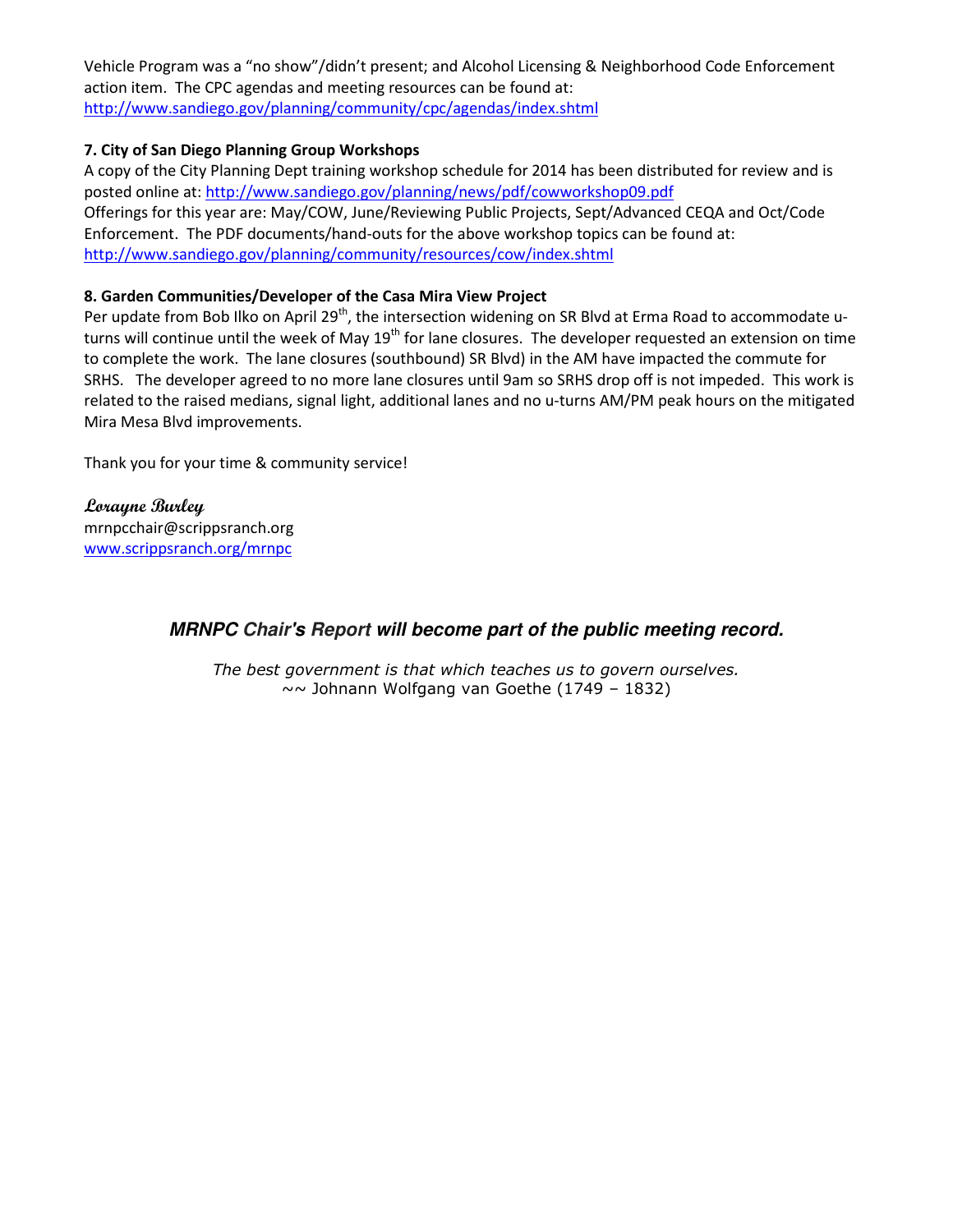Vehicle Program was a "no show"/didn't present; and Alcohol Licensing & Neighborhood Code Enforcement action item. The CPC agendas and meeting resources can be found at: http://www.sandiego.gov/planning/community/cpc/agendas/index.shtml

**7. City of San Diego Planning Group Workshops**

A copy of the City Planning Dept training workshop schedule for 2014 has been distributed for review and is posted online at: http://www.sandiego.gov/planning/news/pdf/cowworkshop09.pdf
Offerings for this year are: May/COW, June/Reviewing Public Projects, Sept/Advanced CEQA and Oct/Code Enforcement. The PDF documents/hand-outs for the above workshop topics can be found at: http://www.sandiego.gov/planning/community/resources/cow/index.shtml

**8. Garden Communities/Developer of the Casa Mira View Project**

Per update from Bob Ilko on April 29th, the intersection widening on SR Blvd at Erma Road to accommodate u-turns will continue until the week of May 19th for lane closures. The developer requested an extension on time to complete the work. The lane closures (southbound) SR Blvd) in the AM have impacted the commute for SRHS. The developer agreed to no more lane closures until 9am so SRHS drop off is not impeded. This work is related to the raised medians, signal light, additional lanes and no u-turns AM/PM peak hours on the mitigated Mira Mesa Blvd improvements.

Thank you for your time & community service!

**Lorayne Burley**
mrnpcchair@scrippsranch.org
www.scrippsranch.org/mrnpc

***MRNPC Chair's Report will become part of the public meeting record.***

*The best government is that which teaches us to govern ourselves.*
~~ Johann Wolfgang van Goethe (1749 – 1832)